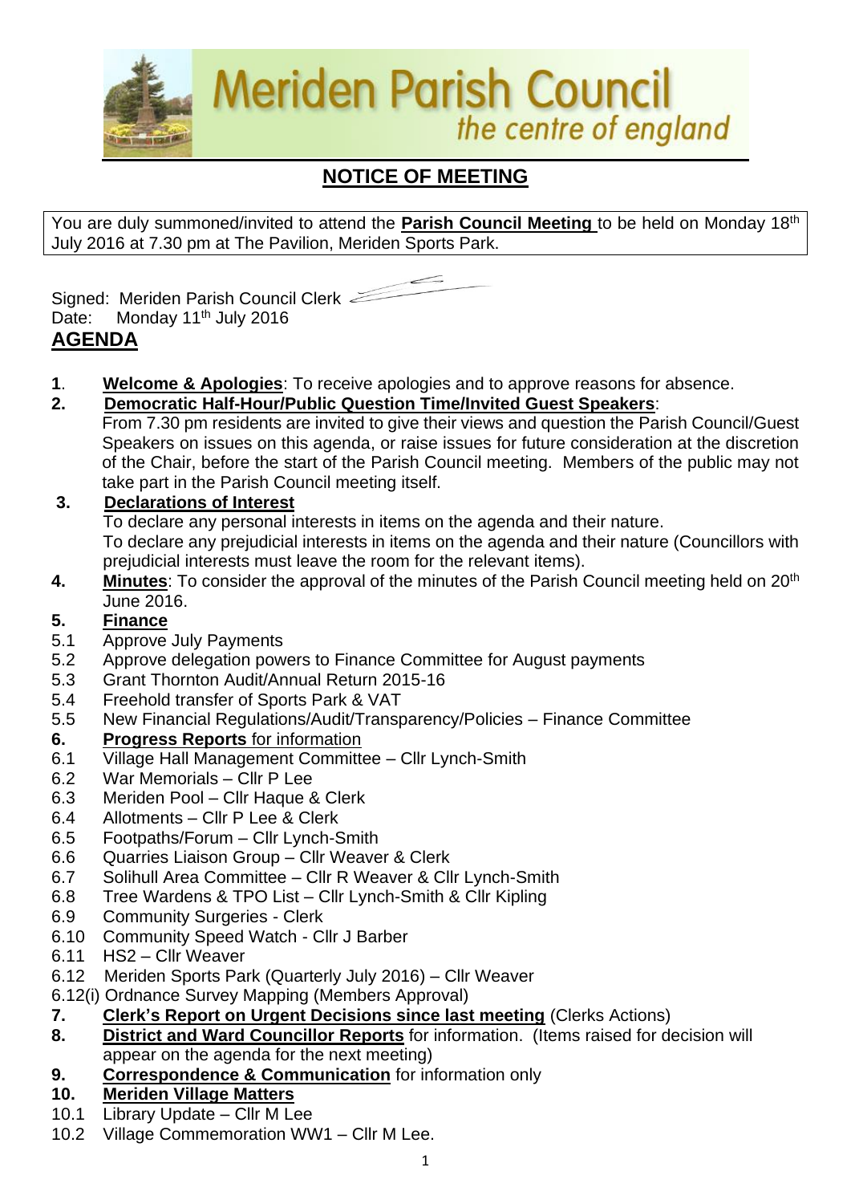# Meriden Parish Council

*the centre of england*

## NOTICE OF MEETING

You are duly summoned/invited to attend the **Parish Council Meeting** to be held on Monday 18th July 2016 at 7.30 pm at The Pavilion, Meriden Sports Park.

Signed: Meriden Parish Council Clerk

Date: Monday 11th July 2016

## AGENDA

**1. Welcome & Apologies**: To receive apologies and to approve reasons for absence.

**2. Democratic Half-Hour/Public Question Time/Invited Guest Speakers**:
From 7.30 pm residents are invited to give their views and question the Parish Council/Guest Speakers on issues on this agenda, or raise issues for future consideration at the discretion of the Chair, before the start of the Parish Council meeting. Members of the public may not take part in the Parish Council meeting itself.

**3. Declarations of Interest**
To declare any personal interests in items on the agenda and their nature.
To declare any prejudicial interests in items on the agenda and their nature (Councillors with prejudicial interests must leave the room for the relevant items).

**4. Minutes**: To consider the approval of the minutes of the Parish Council meeting held on 20th June 2016.

**5. Finance**
- 5.1 Approve July Payments
- 5.2 Approve delegation powers to Finance Committee for August payments
- 5.3 Grant Thornton Audit/Annual Return 2015-16
- 5.4 Freehold transfer of Sports Park & VAT
- 5.5 New Financial Regulations/Audit/Transparency/Policies – Finance Committee

**6. Progress Reports** for information
- 6.1 Village Hall Management Committee – Cllr Lynch-Smith
- 6.2 War Memorials – Cllr P Lee
- 6.3 Meriden Pool – Cllr Haque & Clerk
- 6.4 Allotments – Cllr P Lee & Clerk
- 6.5 Footpaths/Forum – Cllr Lynch-Smith
- 6.6 Quarries Liaison Group – Cllr Weaver & Clerk
- 6.7 Solihull Area Committee – Cllr R Weaver & Cllr Lynch-Smith
- 6.8 Tree Wardens & TPO List – Cllr Lynch-Smith & Cllr Kipling
- 6.9 Community Surgeries - Clerk
- 6.10 Community Speed Watch - Cllr J Barber
- 6.11 HS2 – Cllr Weaver
- 6.12 Meriden Sports Park (Quarterly July 2016) – Cllr Weaver
- 6.12(i) Ordnance Survey Mapping (Members Approval)

**7. Clerk's Report on Urgent Decisions since last meeting** (Clerks Actions)

**8. District and Ward Councillor Reports** for information. (Items raised for decision will appear on the agenda for the next meeting)

**9. Correspondence & Communication** for information only

**10. Meriden Village Matters**
- 10.1 Library Update – Cllr M Lee
- 10.2 Village Commemoration WW1 – Cllr M Lee.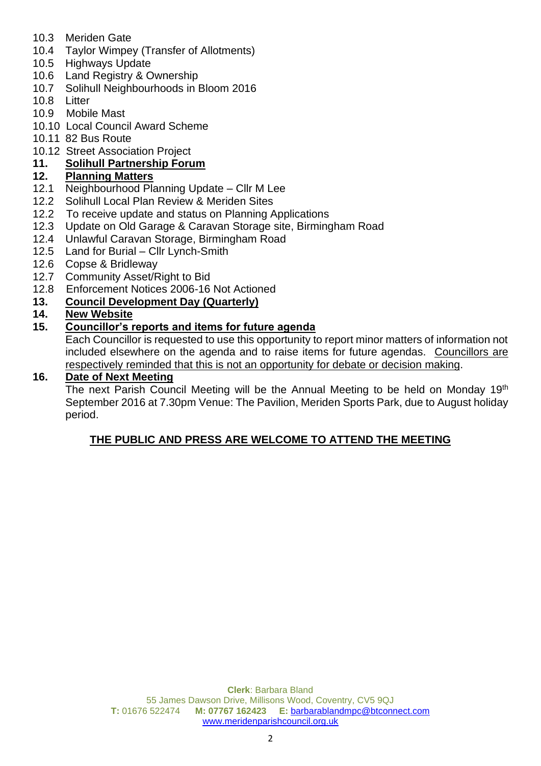10.3 Meriden Gate
10.4 Taylor Wimpey (Transfer of Allotments)
10.5 Highways Update
10.6 Land Registry & Ownership
10.7 Solihull Neighbourhoods in Bloom 2016
10.8 Litter
10.9 Mobile Mast
10.10 Local Council Award Scheme
10.11 82 Bus Route
10.12 Street Association Project

**11. Solihull Partnership Forum**

**12. Planning Matters**

12.1 Neighbourhood Planning Update – Cllr M Lee
12.2 Solihull Local Plan Review & Meriden Sites
12.2 To receive update and status on Planning Applications
12.3 Update on Old Garage & Caravan Storage site, Birmingham Road
12.4 Unlawful Caravan Storage, Birmingham Road
12.5 Land for Burial – Cllr Lynch-Smith
12.6 Copse & Bridleway
12.7 Community Asset/Right to Bid
12.8 Enforcement Notices 2006-16 Not Actioned

**13. Council Development Day (Quarterly)**

**14. New Website**

**15. Councillor's reports and items for future agenda**

Each Councillor is requested to use this opportunity to report minor matters of information not included elsewhere on the agenda and to raise items for future agendas. Councillors are respectively reminded that this is not an opportunity for debate or decision making.

**16. Date of Next Meeting**

The next Parish Council Meeting will be the Annual Meeting to be held on Monday 19th September 2016 at 7.30pm Venue: The Pavilion, Meriden Sports Park, due to August holiday period.

**THE PUBLIC AND PRESS ARE WELCOME TO ATTEND THE MEETING**

**Clerk**: Barbara Bland
55 James Dawson Drive, Millisons Wood, Coventry, CV5 9QJ
**T:** 01676 522474 **M: 07767 162423** **E:** barbarablandmpc@btconnect.com
www.meridenparishcouncil.org.uk